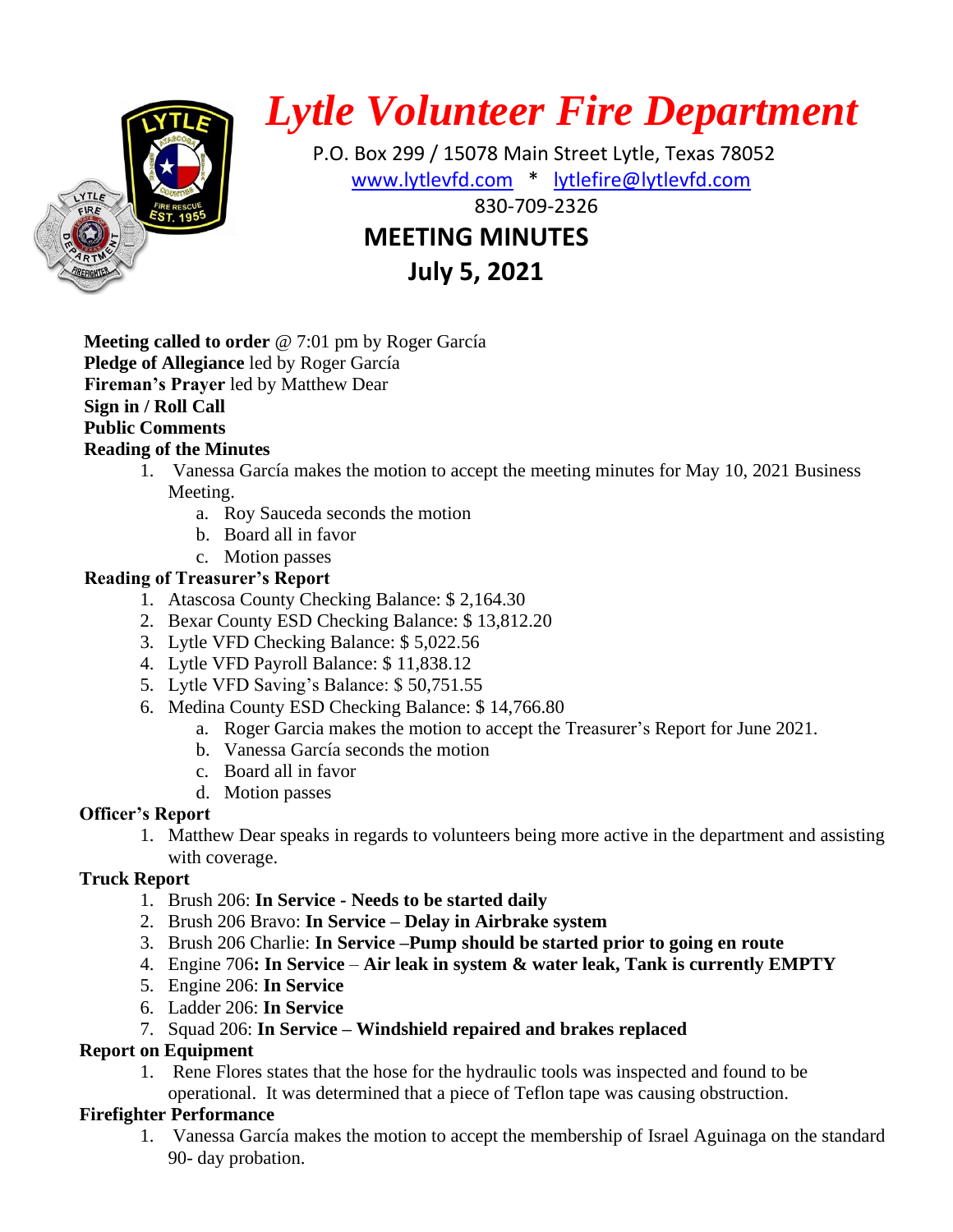# *Lytle Volunteer Fire Department*

P.O. Box 299 / 15078 Main Street Lytle, Texas 78052

www.lytlevfd.com * lytlefire@lytlevfd.com

830-709-2326

## MEETING MINUTES
## July 5, 2021

**Meeting called to order** @ 7:01 pm by Roger García
**Pledge of Allegiance** led by Roger García
**Fireman's Prayer** led by Matthew Dear
**Sign in / Roll Call**
**Public Comments**
**Reading of the Minutes**

1. Vanessa García makes the motion to accept the meeting minutes for May 10, 2021 Business Meeting.
   a. Roy Sauceda seconds the motion
   b. Board all in favor
   c. Motion passes

**Reading of Treasurer's Report**

1. Atascosa County Checking Balance: $ 2,164.30
2. Bexar County ESD Checking Balance: $ 13,812.20
3. Lytle VFD Checking Balance: $ 5,022.56
4. Lytle VFD Payroll Balance: $ 11,838.12
5. Lytle VFD Saving's Balance: $ 50,751.55
6. Medina County ESD Checking Balance: $ 14,766.80
   a. Roger Garcia makes the motion to accept the Treasurer's Report for June 2021.
   b. Vanessa García seconds the motion
   c. Board all in favor
   d. Motion passes

**Officer's Report**

1. Matthew Dear speaks in regards to volunteers being more active in the department and assisting with coverage.

**Truck Report**

1. Brush 206: **In Service - Needs to be started daily**
2. Brush 206 Bravo: **In Service – Delay in Airbrake system**
3. Brush 206 Charlie: **In Service –Pump should be started prior to going en route**
4. Engine 706**: In Service** – **Air leak in system & water leak, Tank is currently EMPTY**
5. Engine 206: **In Service**
6. Ladder 206: **In Service**
7. Squad 206: **In Service – Windshield repaired and brakes replaced**

**Report on Equipment**

1. Rene Flores states that the hose for the hydraulic tools was inspected and found to be operational. It was determined that a piece of Teflon tape was causing obstruction.

**Firefighter Performance**

1. Vanessa García makes the motion to accept the membership of Israel Aguinaga on the standard 90- day probation.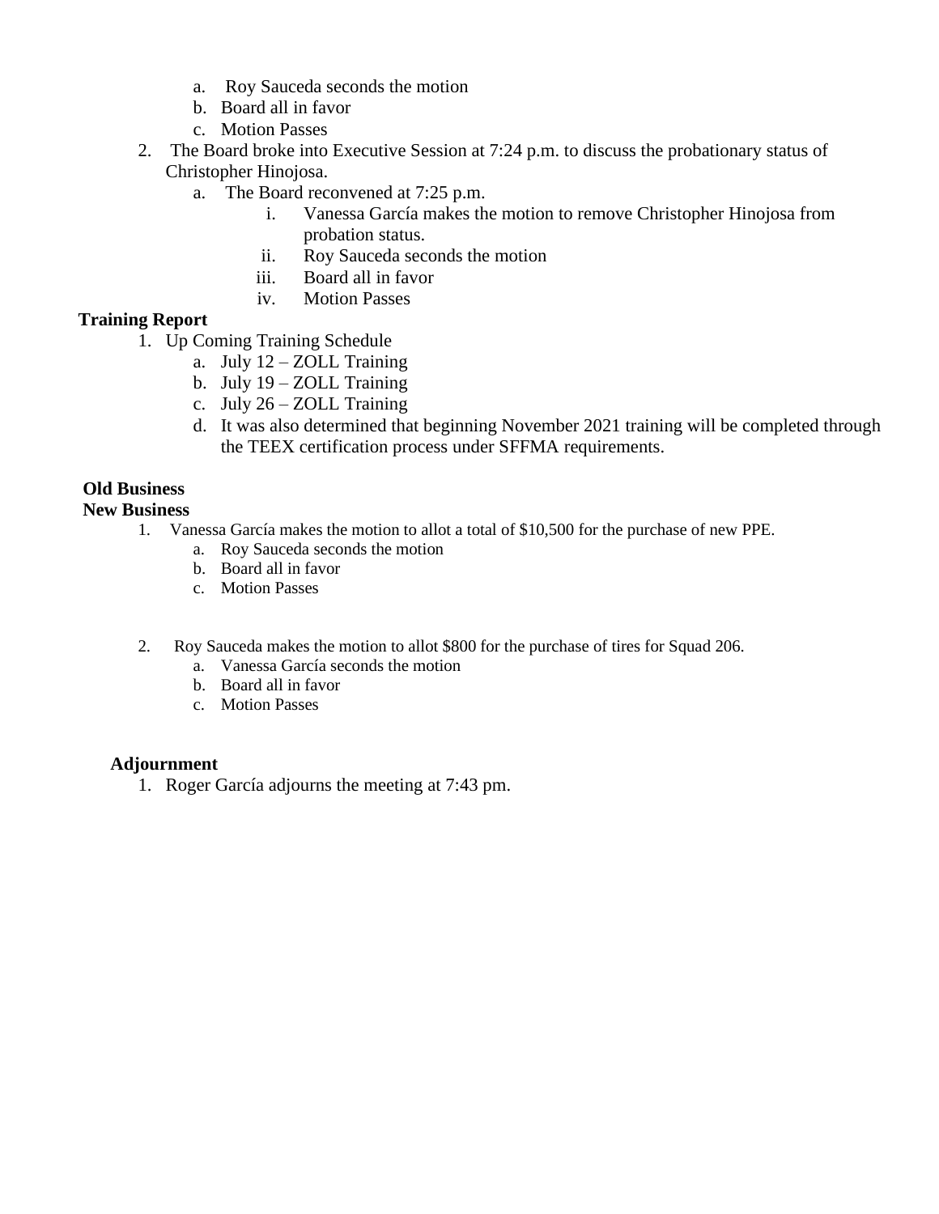a. Roy Sauceda seconds the motion
   b. Board all in favor
   c. Motion Passes

2. The Board broke into Executive Session at 7:24 p.m. to discuss the probationary status of Christopher Hinojosa.
   a. The Board reconvened at 7:25 p.m.
      i. Vanessa García makes the motion to remove Christopher Hinojosa from probation status.
      ii. Roy Sauceda seconds the motion
      iii. Board all in favor
      iv. Motion Passes

**Training Report**

1. Up Coming Training Schedule
   a. July 12 – ZOLL Training
   b. July 19 – ZOLL Training
   c. July 26 – ZOLL Training
   d. It was also determined that beginning November 2021 training will be completed through the TEEX certification process under SFFMA requirements.

**Old Business**

**New Business**

1. Vanessa García makes the motion to allot a total of $10,500 for the purchase of new PPE.
   a. Roy Sauceda seconds the motion
   b. Board all in favor
   c. Motion Passes

2. Roy Sauceda makes the motion to allot $800 for the purchase of tires for Squad 206.
   a. Vanessa García seconds the motion
   b. Board all in favor
   c. Motion Passes

**Adjournment**

1. Roger García adjourns the meeting at 7:43 pm.